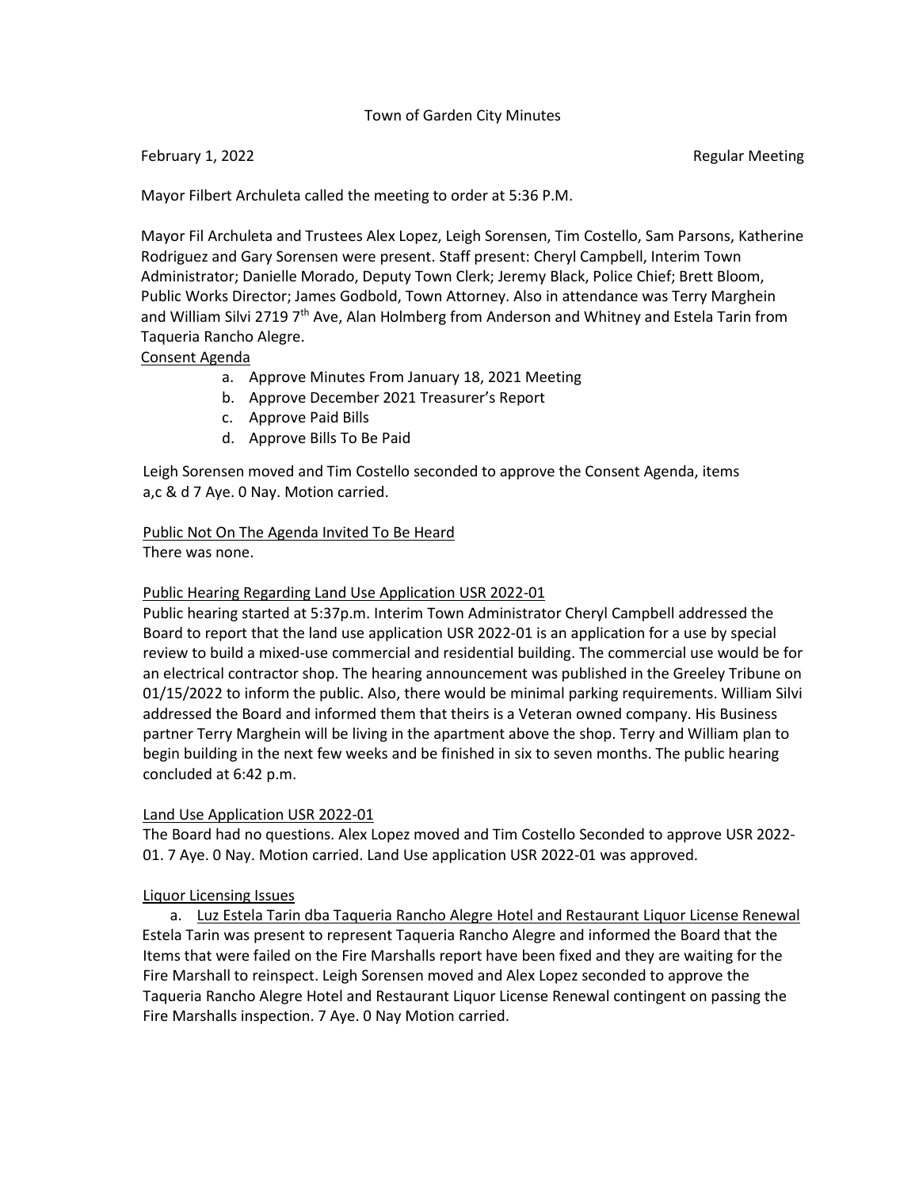Town of Garden City Minutes

February 1, 2022 Regular Meeting

Mayor Filbert Archuleta called the meeting to order at 5:36 P.M.

Mayor Fil Archuleta and Trustees Alex Lopez, Leigh Sorensen, Tim Costello, Sam Parsons, Katherine Rodriguez and Gary Sorensen were present. Staff present: Cheryl Campbell, Interim Town Administrator; Danielle Morado, Deputy Town Clerk; Jeremy Black, Police Chief; Brett Bloom, Public Works Director; James Godbold, Town Attorney. Also in attendance was Terry Marghein and William Silvi 2719 7th Ave, Alan Holmberg from Anderson and Whitney and Estela Tarin from Taqueria Rancho Alegre.

<u>Consent Agenda</u>

a. Approve Minutes From January 18, 2021 Meeting
b. Approve December 2021 Treasurer's Report
c. Approve Paid Bills
d. Approve Bills To Be Paid

Leigh Sorensen moved and Tim Costello seconded to approve the Consent Agenda, items a,c & d 7 Aye. 0 Nay. Motion carried.

<u>Public Not On The Agenda Invited To Be Heard</u>

There was none.

<u>Public Hearing Regarding Land Use Application USR 2022-01</u>

Public hearing started at 5:37p.m. Interim Town Administrator Cheryl Campbell addressed the Board to report that the land use application USR 2022-01 is an application for a use by special review to build a mixed-use commercial and residential building. The commercial use would be for an electrical contractor shop. The hearing announcement was published in the Greeley Tribune on 01/15/2022 to inform the public. Also, there would be minimal parking requirements. William Silvi addressed the Board and informed them that theirs is a Veteran owned company. His Business partner Terry Marghein will be living in the apartment above the shop. Terry and William plan to begin building in the next few weeks and be finished in six to seven months. The public hearing concluded at 6:42 p.m.

<u>Land Use Application USR 2022-01</u>

The Board had no questions. Alex Lopez moved and Tim Costello Seconded to approve USR 2022-01. 7 Aye. 0 Nay. Motion carried. Land Use application USR 2022-01 was approved.

<u>Liquor Licensing Issues</u>

a. <u>Luz Estela Tarin dba Taqueria Rancho Alegre Hotel and Restaurant Liquor License Renewal</u>

Estela Tarin was present to represent Taqueria Rancho Alegre and informed the Board that the Items that were failed on the Fire Marshalls report have been fixed and they are waiting for the Fire Marshall to reinspect. Leigh Sorensen moved and Alex Lopez seconded to approve the Taqueria Rancho Alegre Hotel and Restaurant Liquor License Renewal contingent on passing the Fire Marshalls inspection. 7 Aye. 0 Nay Motion carried.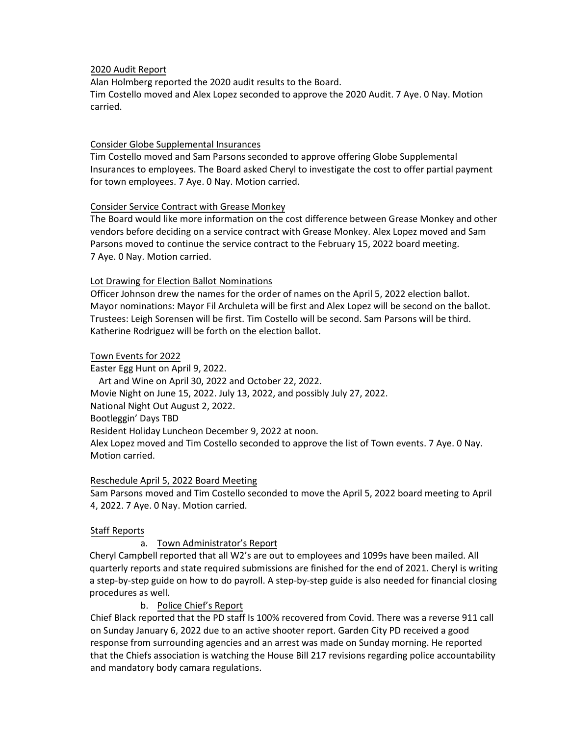2020 Audit Report

Alan Holmberg reported the 2020 audit results to the Board.

Tim Costello moved and Alex Lopez seconded to approve the 2020 Audit. 7 Aye. 0 Nay. Motion carried.

Consider Globe Supplemental Insurances

Tim Costello moved and Sam Parsons seconded to approve offering Globe Supplemental Insurances to employees. The Board asked Cheryl to investigate the cost to offer partial payment for town employees. 7 Aye. 0 Nay. Motion carried.

Consider Service Contract with Grease Monkey

The Board would like more information on the cost difference between Grease Monkey and other vendors before deciding on a service contract with Grease Monkey. Alex Lopez moved and Sam Parsons moved to continue the service contract to the February 15, 2022 board meeting. 7 Aye. 0 Nay. Motion carried.

Lot Drawing for Election Ballot Nominations

Officer Johnson drew the names for the order of names on the April 5, 2022 election ballot. Mayor nominations: Mayor Fil Archuleta will be first and Alex Lopez will be second on the ballot. Trustees: Leigh Sorensen will be first. Tim Costello will be second. Sam Parsons will be third. Katherine Rodriguez will be forth on the election ballot.

Town Events for 2022

Easter Egg Hunt on April 9, 2022.

Art and Wine on April 30, 2022 and October 22, 2022.

Movie Night on June 15, 2022. July 13, 2022, and possibly July 27, 2022.

National Night Out August 2, 2022.

Bootleggin' Days TBD

Resident Holiday Luncheon December 9, 2022 at noon.

Alex Lopez moved and Tim Costello seconded to approve the list of Town events. 7 Aye. 0 Nay. Motion carried.

Reschedule April 5, 2022 Board Meeting

Sam Parsons moved and Tim Costello seconded to move the April 5, 2022 board meeting to April 4, 2022. 7 Aye. 0 Nay. Motion carried.

Staff Reports

a. Town Administrator's Report

Cheryl Campbell reported that all W2's are out to employees and 1099s have been mailed. All quarterly reports and state required submissions are finished for the end of 2021. Cheryl is writing a step-by-step guide on how to do payroll. A step-by-step guide is also needed for financial closing procedures as well.

b. Police Chief's Report

Chief Black reported that the PD staff Is 100% recovered from Covid. There was a reverse 911 call on Sunday January 6, 2022 due to an active shooter report. Garden City PD received a good response from surrounding agencies and an arrest was made on Sunday morning. He reported that the Chiefs association is watching the House Bill 217 revisions regarding police accountability and mandatory body camara regulations.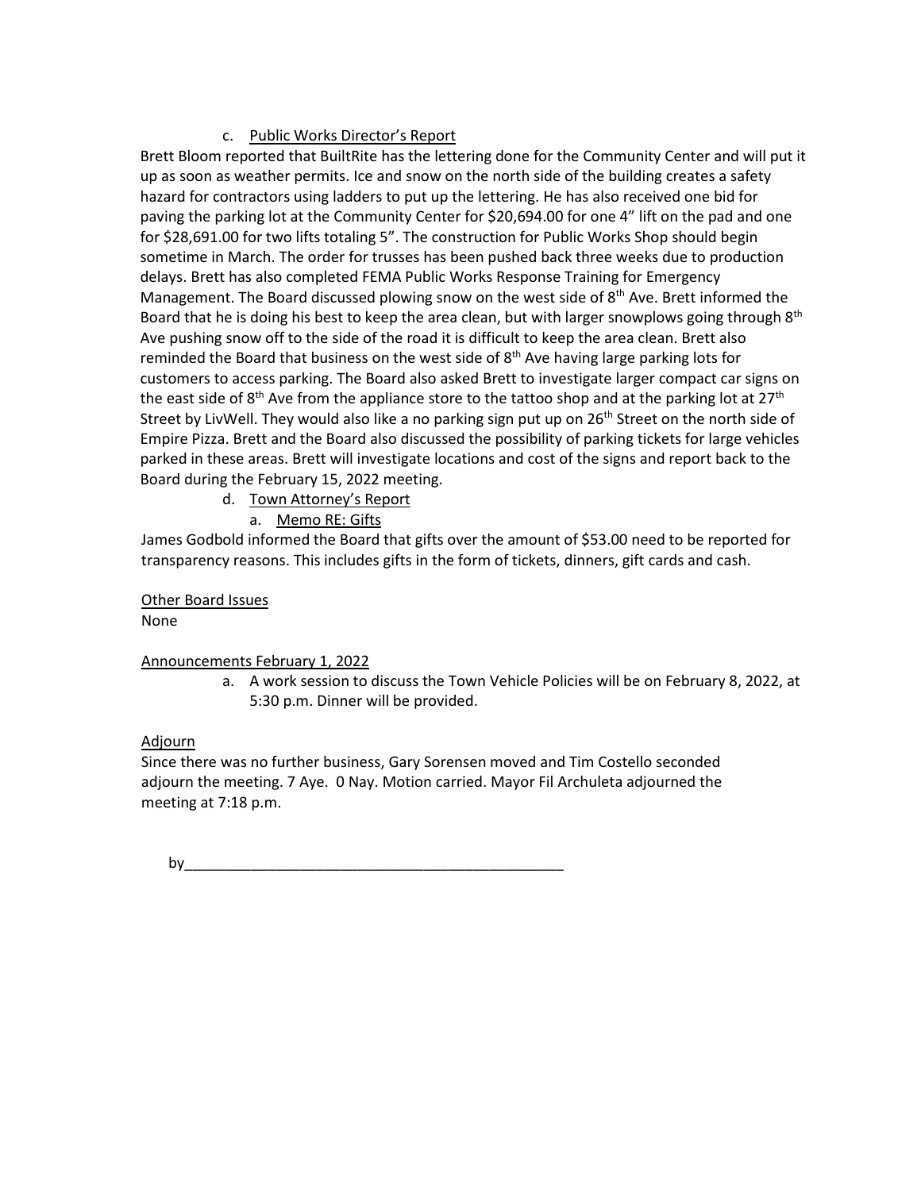c. Public Works Director's Report

Brett Bloom reported that BuiltRite has the lettering done for the Community Center and will put it up as soon as weather permits. Ice and snow on the north side of the building creates a safety hazard for contractors using ladders to put up the lettering. He has also received one bid for paving the parking lot at the Community Center for $20,694.00 for one 4" lift on the pad and one for $28,691.00 for two lifts totaling 5". The construction for Public Works Shop should begin sometime in March. The order for trusses has been pushed back three weeks due to production delays. Brett has also completed FEMA Public Works Response Training for Emergency Management. The Board discussed plowing snow on the west side of 8th Ave. Brett informed the Board that he is doing his best to keep the area clean, but with larger snowplows going through 8th Ave pushing snow off to the side of the road it is difficult to keep the area clean. Brett also reminded the Board that business on the west side of 8th Ave having large parking lots for customers to access parking. The Board also asked Brett to investigate larger compact car signs on the east side of 8th Ave from the appliance store to the tattoo shop and at the parking lot at 27th Street by LivWell. They would also like a no parking sign put up on 26th Street on the north side of Empire Pizza. Brett and the Board also discussed the possibility of parking tickets for large vehicles parked in these areas. Brett will investigate locations and cost of the signs and report back to the Board during the February 15, 2022 meeting.

d. Town Attorney's Report

a. Memo RE: Gifts

James Godbold informed the Board that gifts over the amount of $53.00 need to be reported for transparency reasons. This includes gifts in the form of tickets, dinners, gift cards and cash.

Other Board Issues

None

Announcements February 1, 2022

a. A work session to discuss the Town Vehicle Policies will be on February 8, 2022, at 5:30 p.m. Dinner will be provided.

Adjourn

Since there was no further business, Gary Sorensen moved and Tim Costello seconded adjourn the meeting. 7 Aye. 0 Nay. Motion carried. Mayor Fil Archuleta adjourned the meeting at 7:18 p.m.

by_________________________________________________